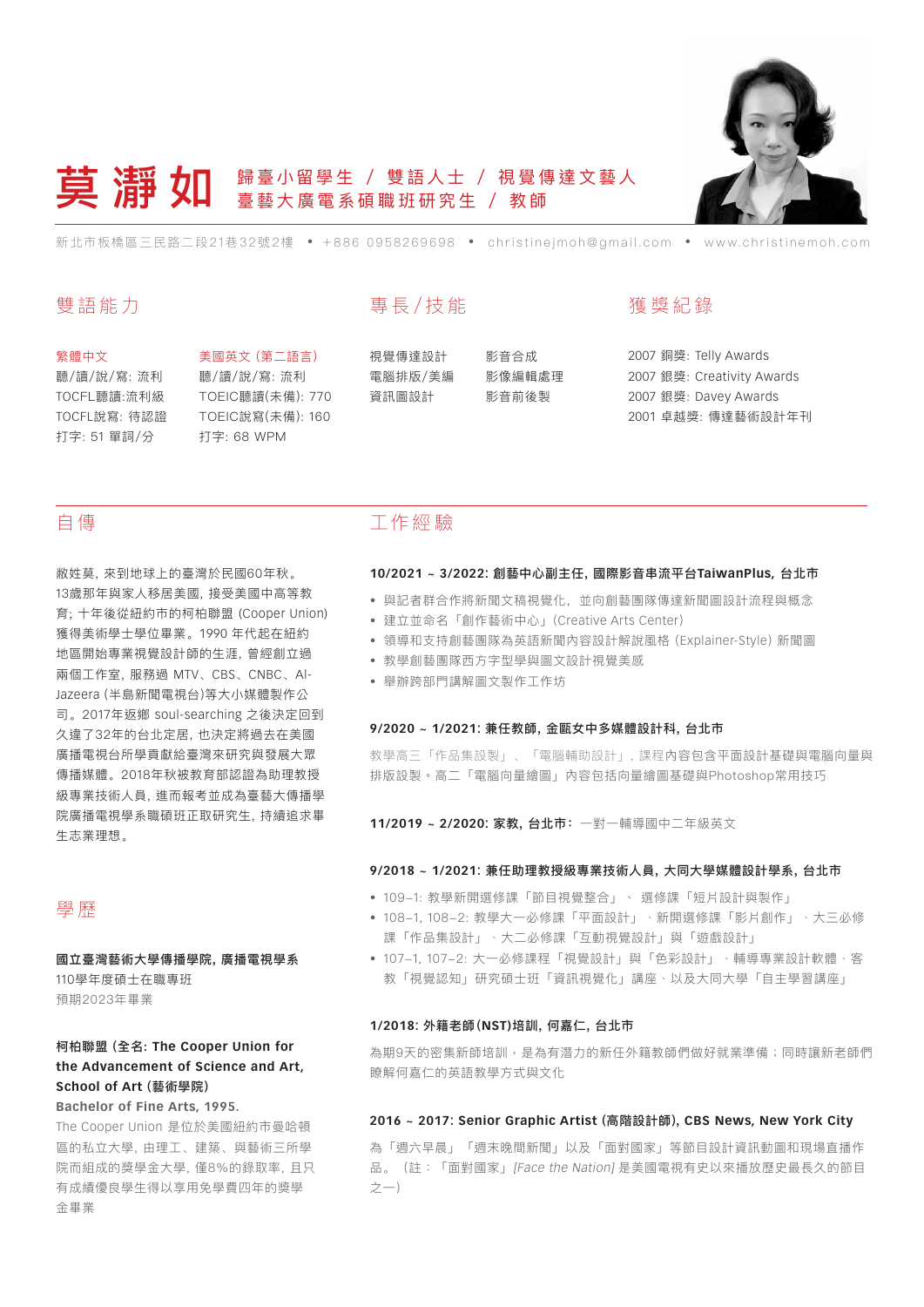# 莫瀞如

歸臺小留學生 / 雙語人士 / 視覺傳達文藝人
臺藝大廣電系碩職班研究生 / 教師

新北市板橋區三民路二段21巷32號2樓 • +886 0958269698 • christinejmoh@gmail.com • www.christinemoh.com

## 雙語能力

**繁體中文**
聽/讀/說/寫: 流利
TOCFL聽讀:流利級
TOCFL說寫: 待認證
打字: 51 單詞/分

**美國英文 (第二語言)**
聽/讀/說/寫: 流利
TOEIC聽讀(未備): 770
TOEIC說寫(未備): 160
打字: 68 WPM

## 專長/技能

- 視覺傳達設計
- 電腦排版/美編
- 資訊圖設計
- 影音合成
- 影像編輯處理
- 影音前後製

## 獲獎紀錄

- 2007 銅獎: Telly Awards
- 2007 銀獎: Creativity Awards
- 2007 銀獎: Davey Awards
- 2001 卓越獎: 傳達藝術設計年刊

## 自傳

敝姓莫，來到地球上的臺灣於民國60年秋。13歲那年與家人移居美國，接受美國中高等教育；十年後從紐約市的柯柏聯盟 (Cooper Union) 獲得美術學士學位畢業。1990 年代起在紐約地區開始專業視覺設計師的生涯，曾經創立過兩個工作室，服務過 MTV、CBS、CNBC、Al-Jazeera (半島新聞電視台)等大小媒體製作公司。2017年返鄉 soul-searching 之後決定回到久違了32年的台北定居，也決定將過去在美國廣播電視台所學貢獻給臺灣來研究與發展大眾傳播媒體。2018年秋被教育部認證為助理教授級專業技術人員，進而報考並成為臺藝大傳播學院廣播電視學系職碩班正取研究生，持續追求畢生志業理想。

## 學歷

**國立臺灣藝術大學傳播學院, 廣播電視學系**
110學年度碩士在職專班
預期2023年畢業

**柯柏聯盟 (全名: The Cooper Union for the Advancement of Science and Art, School of Art (藝術學院)**
**Bachelor of Fine Arts, 1995.**
The Cooper Union 是位於美國紐約市曼哈頓區的私立大學，由理工、建築、與藝術三所學院而組成的獎學金大學，僅8%的錄取率，且只有成績優良學生得以享用免學費四年的獎學金畢業

## 工作經驗

**10/2021 ~ 3/2022: 創藝中心副主任, 國際影音串流平台TaiwanPlus, 台北市**

- 與記者群合作將新聞文稿視覺化，並向創藝團隊傳達新聞圖設計流程與概念
- 建立並命名「創作藝術中心」(Creative Arts Center)
- 領導和支持創藝團隊為英語新聞內容設計解說風格 (Explainer-Style) 新聞圖
- 教學創藝團隊西方字型學與圖文設計視覺美感
- 舉辦跨部門講解圖文製作工作坊

**9/2020 ~ 1/2021: 兼任教師, 金甌女中多媒體設計科, 台北市**

教學高三「作品集設製」、「電腦輔助設計」，課程內容包含平面設計基礎與電腦向量與排版設製。高二「電腦向量繪圖」內容包括向量繪圖基礎與Photoshop常用技巧

**11/2019 ~ 2/2020: 家教, 台北市**：一對一輔導國中二年級英文

**9/2018 ~ 1/2021: 兼任助理教授級專業技術人員, 大同大學媒體設計學系, 台北市**

- 109–1: 教學新開選修課「節目視覺整合」、選修課「短片設計與製作」
- 108–1, 108–2: 教學大一必修課「平面設計」、新開選修課「影片創作」、大三必修課「作品集設計」、大二必修課「互動視覺設計」與「遊戲設計」
- 107–1, 107–2: 大一必修課程「視覺設計」與「色彩設計」、輔導專業設計軟體、客教「視覺認知」研究碩士班「資訊視覺化」講座、以及大同大學「自主學習講座」

**1/2018: 外籍老師(NST)培訓, 何嘉仁, 台北市**

為期9天的密集新師培訓，是為有潛力的新任外籍教師們做好就業準備；同時讓新老師們瞭解何嘉仁的英語教學方式與文化

**2016 ~ 2017: Senior Graphic Artist (高階設計師), CBS News, New York City**

為「週六早晨」「週末晚間新聞」以及「面對國家」等節目設計資訊動圖和現場直播作品。（註：「面對國家」*[Face the Nation]* 是美國電視有史以來播放歷史最長久的節目之一）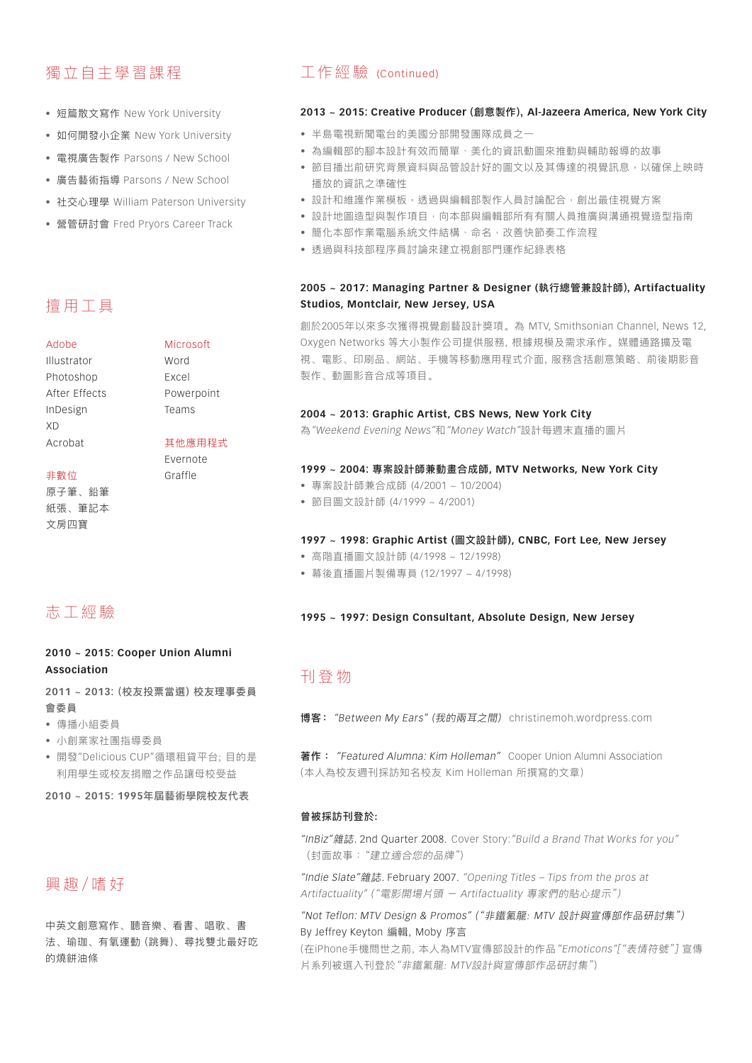## 獨立自主學習課程

- 短篇散文寫作 New York University
- 如何開發小企業 New York University
- 電視廣告製作 Parsons / New School
- 廣告藝術指導 Parsons / New School
- 社交心理學 William Paterson University
- 營管研討會 Fred Pryors Career Track

## 擅用工具

Adobe
Illustrator
Photoshop
After Effects
InDesign
XD
Acrobat

非數位
原子筆、鉛筆
紙張、筆記本
文房四寶

Microsoft
Word
Excel
Powerpoint
Teams

其他應用程式
Evernote
Graffle

## 志工經驗

**2010 ~ 2015: Cooper Union Alumni Association**

**2011 ~ 2013: (校友投票當選) 校友理事委員會委員**

- 傳播小組委員
- 小創業家社團指導委員
- 開發"Delicious CUP"循環租貸平台; 目的是利用學生或校友捐贈之作品讓母校受益

**2010 ~ 2015: 1995年屆藝術學院校友代表**

## 興趣 / 嗜好

中英文創意寫作、聽音樂、看書、唱歌、書法、瑜珈、有氧運動 (跳舞)、尋找雙北最好吃的燒餅油條

## 工作經驗 (Continued)

**2013 ~ 2015: Creative Producer (創意製作), Al-Jazeera America, New York City**

- 半島電視新聞電台的美國分部開發團隊成員之一
- 為編輯部的腳本設計有效而簡單、美化的資訊動圖來推動與輔助報導的故事
- 節目播出前研究背景資料與品管設計好的圖文以及其傳達的視覺訊息，以確保上映時播放的資訊之準確性
- 設計和維護作業模板，透過與編輯部製作人員討論配合，創出最佳視覺方案
- 設計地圖造型與製作項目，向本部與編輯部所有有關人員推廣與溝通視覺造型指南
- 簡化本部作業電腦系統文件結構、命名，改善快節奏工作流程
- 透過與科技部程序員討論來建立視創部門運作紀錄表格

**2005 ~ 2017: Managing Partner & Designer (執行總管兼設計師), Artifactuality Studios, Montclair, New Jersey, USA**

創於2005年以來多次獲得視覺創藝設計獎項。為 MTV, Smithsonian Channel, News 12, Oxygen Networks 等大小製作公司提供服務, 根據規模及需求承作。媒體通路擴及電視、電影、印刷品、網站、手機等移動應用程式介面, 服務含括創意策略、前後期影音製作、動圖影音合成等項目。

**2004 ~ 2013: Graphic Artist, CBS News, New York City**

為*"Weekend Evening News"*和*"Money Watch"*設計每週末直播的圖片

**1999 ~ 2004: 專案設計師兼動畫合成師, MTV Networks, New York City**

- 專案設計師兼合成師 (4/2001 ~ 10/2004)
- 節目圖文設計師 (4/1999 ~ 4/2001)

**1997 ~ 1998: Graphic Artist (圖文設計師), CNBC, Fort Lee, New Jersey**

- 高階直播圖文設計師 (4/1998 ~ 12/1998)
- 幕後直播圖片製備專員 (12/1997 ~ 4/1998)

**1995 ~ 1997: Design Consultant, Absolute Design, New Jersey**

## 刊登物

**博客：** *"Between My Ears" (我的兩耳之間)* christinemoh.wordpress.com

**著作：** *"Featured Alumna: Kim Holleman"* Cooper Union Alumni Association
(本人為校友週刊採訪知名校友 Kim Holleman 所撰寫的文章)

**曾被採訪刊登於:**

*"InBiz"雜誌*. 2nd Quarter 2008. Cover Story: *"Build a Brand That Works for you"*
（封面故事：*"建立適合您的品牌"*）

*"Indie Slate"雜誌*. February 2007. *"Opening Titles – Tips from the pros at Artifactuality" ("電影開場片頭 — Artifactuality 專家們的貼心提示")*

*"Not Teflon: MTV Design & Promos" ("非鐵氟龍: MTV 設計與宣傳部作品研討集")*
By Jeffrey Keyton 編輯, Moby 序言
(在iPhone手機問世之前, 本人為MTV宣傳部設計的作品*"Emoticons"["表情符號"]*宣傳片系列被選入刊登於*"非鐵氟龍: MTV設計與宣傳部作品研討集"*)